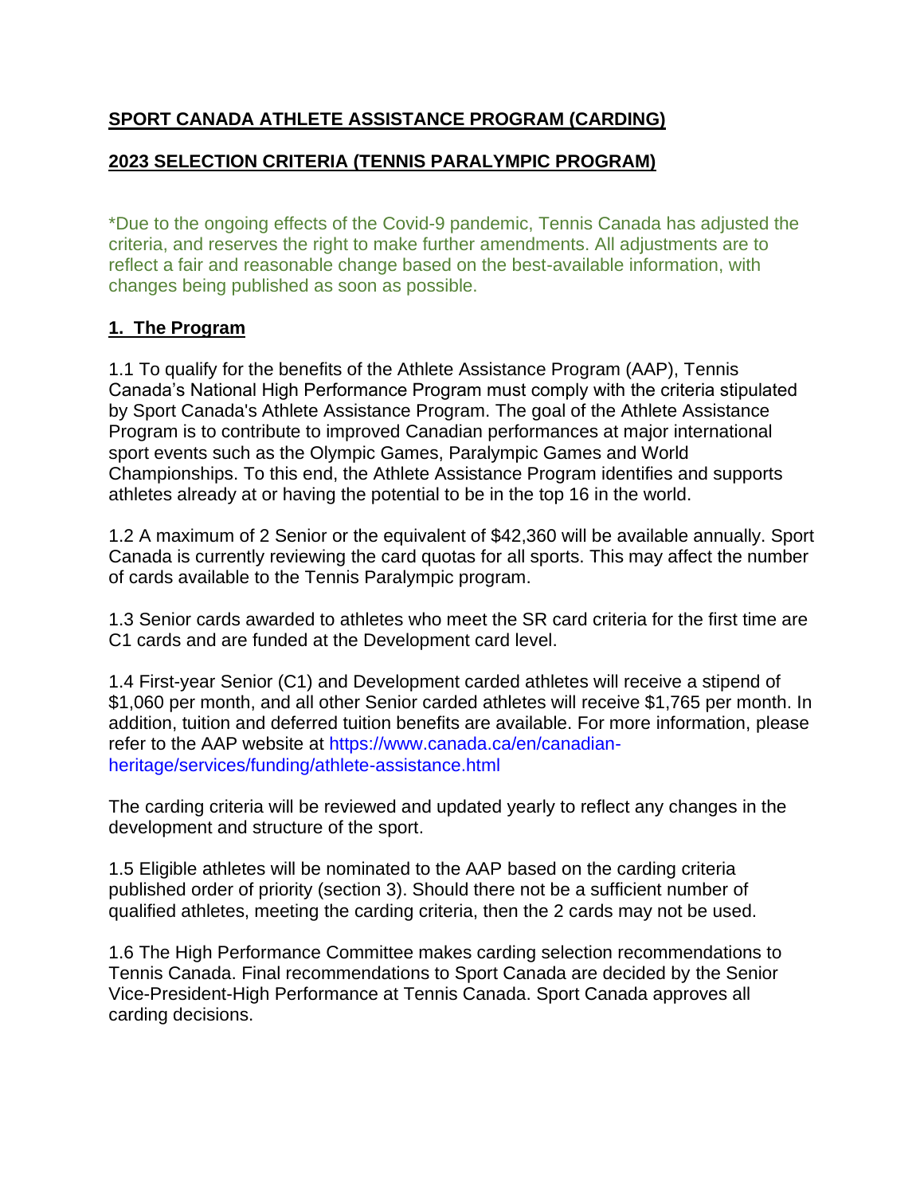**SPORT CANADA ATHLETE ASSISTANCE PROGRAM (CARDING)**

**2023 SELECTION CRITERIA (TENNIS PARALYMPIC PROGRAM)**

*Due to the ongoing effects of the Covid-9 pandemic, Tennis Canada has adjusted the criteria, and reserves the right to make further amendments. All adjustments are to reflect a fair and reasonable change based on the best-available information, with changes being published as soon as possible.

## 1. The Program

1.1 To qualify for the benefits of the Athlete Assistance Program (AAP), Tennis Canada's National High Performance Program must comply with the criteria stipulated by Sport Canada's Athlete Assistance Program. The goal of the Athlete Assistance Program is to contribute to improved Canadian performances at major international sport events such as the Olympic Games, Paralympic Games and World Championships. To this end, the Athlete Assistance Program identifies and supports athletes already at or having the potential to be in the top 16 in the world.

1.2 A maximum of 2 Senior or the equivalent of $42,360 will be available annually. Sport Canada is currently reviewing the card quotas for all sports. This may affect the number of cards available to the Tennis Paralympic program.

1.3 Senior cards awarded to athletes who meet the SR card criteria for the first time are C1 cards and are funded at the Development card level.

1.4 First-year Senior (C1) and Development carded athletes will receive a stipend of $1,060 per month, and all other Senior carded athletes will receive $1,765 per month. In addition, tuition and deferred tuition benefits are available. For more information, please refer to the AAP website at https://www.canada.ca/en/canadian-heritage/services/funding/athlete-assistance.html

The carding criteria will be reviewed and updated yearly to reflect any changes in the development and structure of the sport.

1.5 Eligible athletes will be nominated to the AAP based on the carding criteria published order of priority (section 3). Should there not be a sufficient number of qualified athletes, meeting the carding criteria, then the 2 cards may not be used.

1.6 The High Performance Committee makes carding selection recommendations to Tennis Canada. Final recommendations to Sport Canada are decided by the Senior Vice-President-High Performance at Tennis Canada. Sport Canada approves all carding decisions.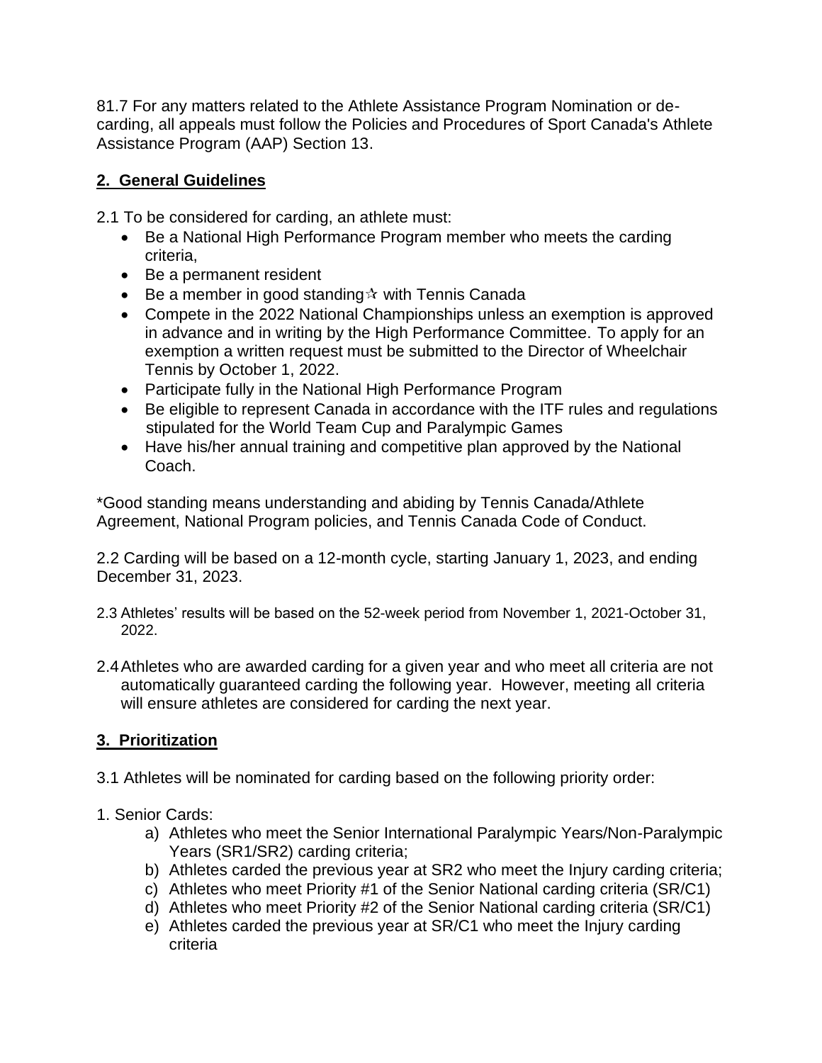81.7 For any matters related to the Athlete Assistance Program Nomination or de-carding, all appeals must follow the Policies and Procedures of Sport Canada's Athlete Assistance Program (AAP) Section 13.

## **2. General Guidelines**

2.1 To be considered for carding, an athlete must:

- Be a National High Performance Program member who meets the carding criteria,
- Be a permanent resident
- Be a member in good standing✰ with Tennis Canada
- Compete in the 2022 National Championships unless an exemption is approved in advance and in writing by the High Performance Committee. To apply for an exemption a written request must be submitted to the Director of Wheelchair Tennis by October 1, 2022.
- Participate fully in the National High Performance Program
- Be eligible to represent Canada in accordance with the ITF rules and regulations stipulated for the World Team Cup and Paralympic Games
- Have his/her annual training and competitive plan approved by the National Coach.

*Good standing means understanding and abiding by Tennis Canada/Athlete Agreement, National Program policies, and Tennis Canada Code of Conduct.

2.2 Carding will be based on a 12-month cycle, starting January 1, 2023, and ending December 31, 2023.

2.3 Athletes' results will be based on the 52-week period from November 1, 2021-October 31, 2022.

2.4 Athletes who are awarded carding for a given year and who meet all criteria are not automatically guaranteed carding the following year. However, meeting all criteria will ensure athletes are considered for carding the next year.

## **3. Prioritization**

3.1 Athletes will be nominated for carding based on the following priority order:

1. Senior Cards:
   a) Athletes who meet the Senior International Paralympic Years/Non-Paralympic Years (SR1/SR2) carding criteria;
   b) Athletes carded the previous year at SR2 who meet the Injury carding criteria;
   c) Athletes who meet Priority #1 of the Senior National carding criteria (SR/C1)
   d) Athletes who meet Priority #2 of the Senior National carding criteria (SR/C1)
   e) Athletes carded the previous year at SR/C1 who meet the Injury carding criteria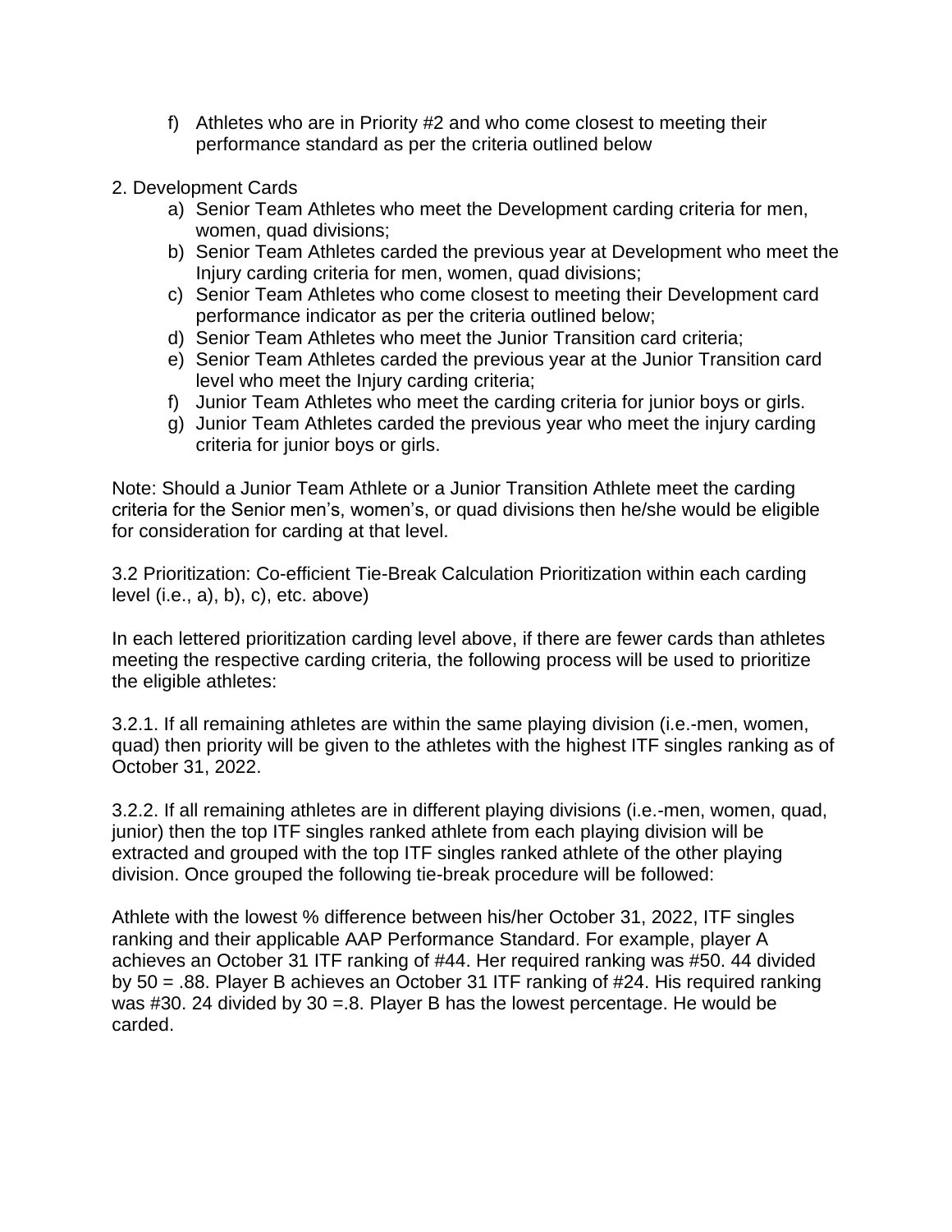f) Athletes who are in Priority #2 and who come closest to meeting their performance standard as per the criteria outlined below

2. Development Cards

   a) Senior Team Athletes who meet the Development carding criteria for men, women, quad divisions;
   b) Senior Team Athletes carded the previous year at Development who meet the Injury carding criteria for men, women, quad divisions;
   c) Senior Team Athletes who come closest to meeting their Development card performance indicator as per the criteria outlined below;
   d) Senior Team Athletes who meet the Junior Transition card criteria;
   e) Senior Team Athletes carded the previous year at the Junior Transition card level who meet the Injury carding criteria;
   f) Junior Team Athletes who meet the carding criteria for junior boys or girls.
   g) Junior Team Athletes carded the previous year who meet the injury carding criteria for junior boys or girls.

Note: Should a Junior Team Athlete or a Junior Transition Athlete meet the carding criteria for the Senior men's, women's, or quad divisions then he/she would be eligible for consideration for carding at that level.

3.2 Prioritization: Co-efficient Tie-Break Calculation Prioritization within each carding level (i.e., a), b), c), etc. above)

In each lettered prioritization carding level above, if there are fewer cards than athletes meeting the respective carding criteria, the following process will be used to prioritize the eligible athletes:

3.2.1. If all remaining athletes are within the same playing division (i.e.-men, women, quad) then priority will be given to the athletes with the highest ITF singles ranking as of October 31, 2022.

3.2.2. If all remaining athletes are in different playing divisions (i.e.-men, women, quad, junior) then the top ITF singles ranked athlete from each playing division will be extracted and grouped with the top ITF singles ranked athlete of the other playing division. Once grouped the following tie-break procedure will be followed:

Athlete with the lowest % difference between his/her October 31, 2022, ITF singles ranking and their applicable AAP Performance Standard. For example, player A achieves an October 31 ITF ranking of #44. Her required ranking was #50. 44 divided by 50 = .88. Player B achieves an October 31 ITF ranking of #24. His required ranking was #30. 24 divided by 30 =.8. Player B has the lowest percentage. He would be carded.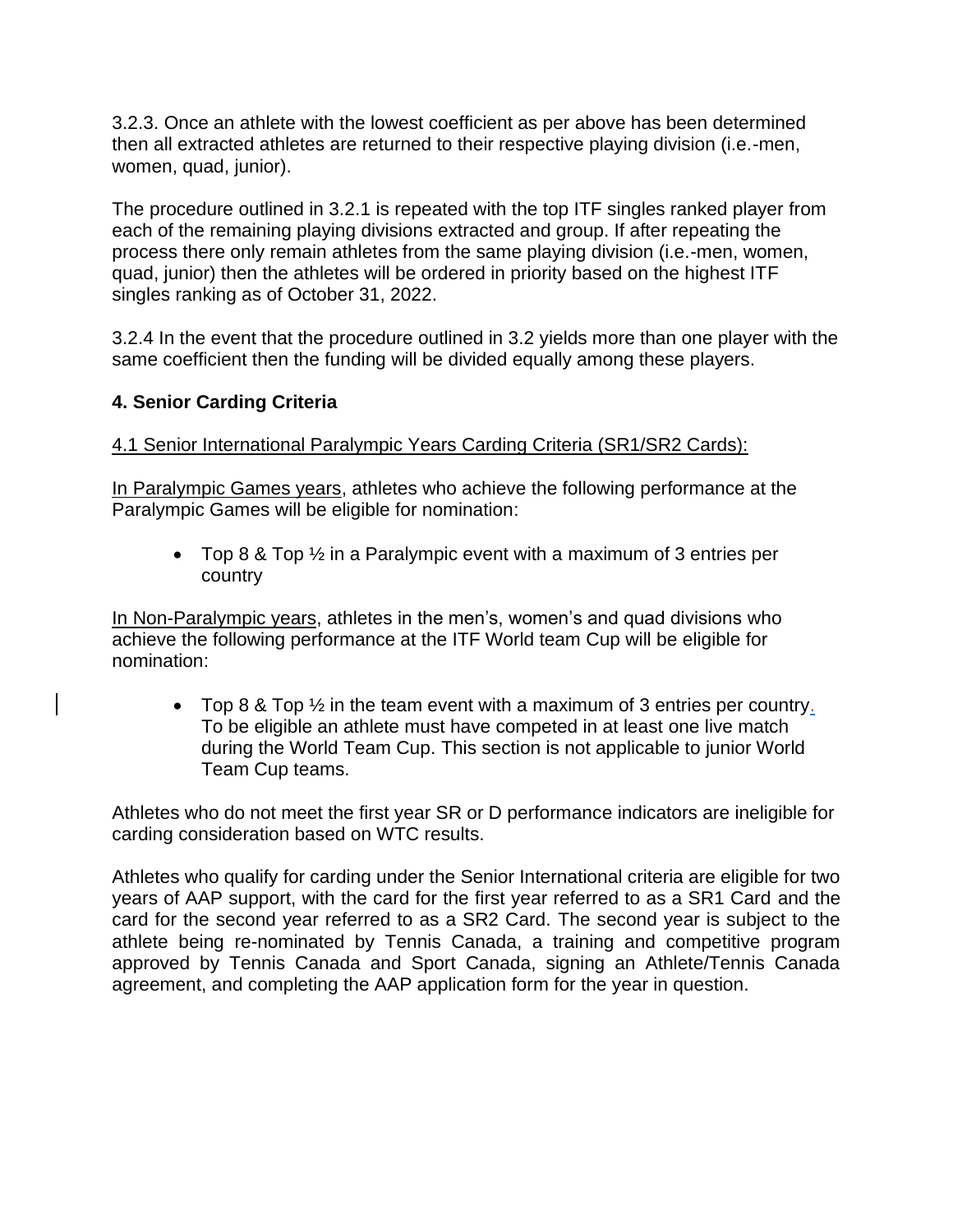3.2.3. Once an athlete with the lowest coefficient as per above has been determined then all extracted athletes are returned to their respective playing division (i.e.-men, women, quad, junior).

The procedure outlined in 3.2.1 is repeated with the top ITF singles ranked player from each of the remaining playing divisions extracted and group. If after repeating the process there only remain athletes from the same playing division (i.e.-men, women, quad, junior) then the athletes will be ordered in priority based on the highest ITF singles ranking as of October 31, 2022.

3.2.4 In the event that the procedure outlined in 3.2 yields more than one player with the same coefficient then the funding will be divided equally among these players.

### 4. Senior Carding Criteria

4.1 Senior International Paralympic Years Carding Criteria (SR1/SR2 Cards):

In Paralympic Games years, athletes who achieve the following performance at the Paralympic Games will be eligible for nomination:

- Top 8 & Top ½ in a Paralympic event with a maximum of 3 entries per country

In Non-Paralympic years, athletes in the men's, women's and quad divisions who achieve the following performance at the ITF World team Cup will be eligible for nomination:

- Top 8 & Top ½ in the team event with a maximum of 3 entries per country. To be eligible an athlete must have competed in at least one live match during the World Team Cup. This section is not applicable to junior World Team Cup teams.

Athletes who do not meet the first year SR or D performance indicators are ineligible for carding consideration based on WTC results.

Athletes who qualify for carding under the Senior International criteria are eligible for two years of AAP support, with the card for the first year referred to as a SR1 Card and the card for the second year referred to as a SR2 Card. The second year is subject to the athlete being re-nominated by Tennis Canada, a training and competitive program approved by Tennis Canada and Sport Canada, signing an Athlete/Tennis Canada agreement, and completing the AAP application form for the year in question.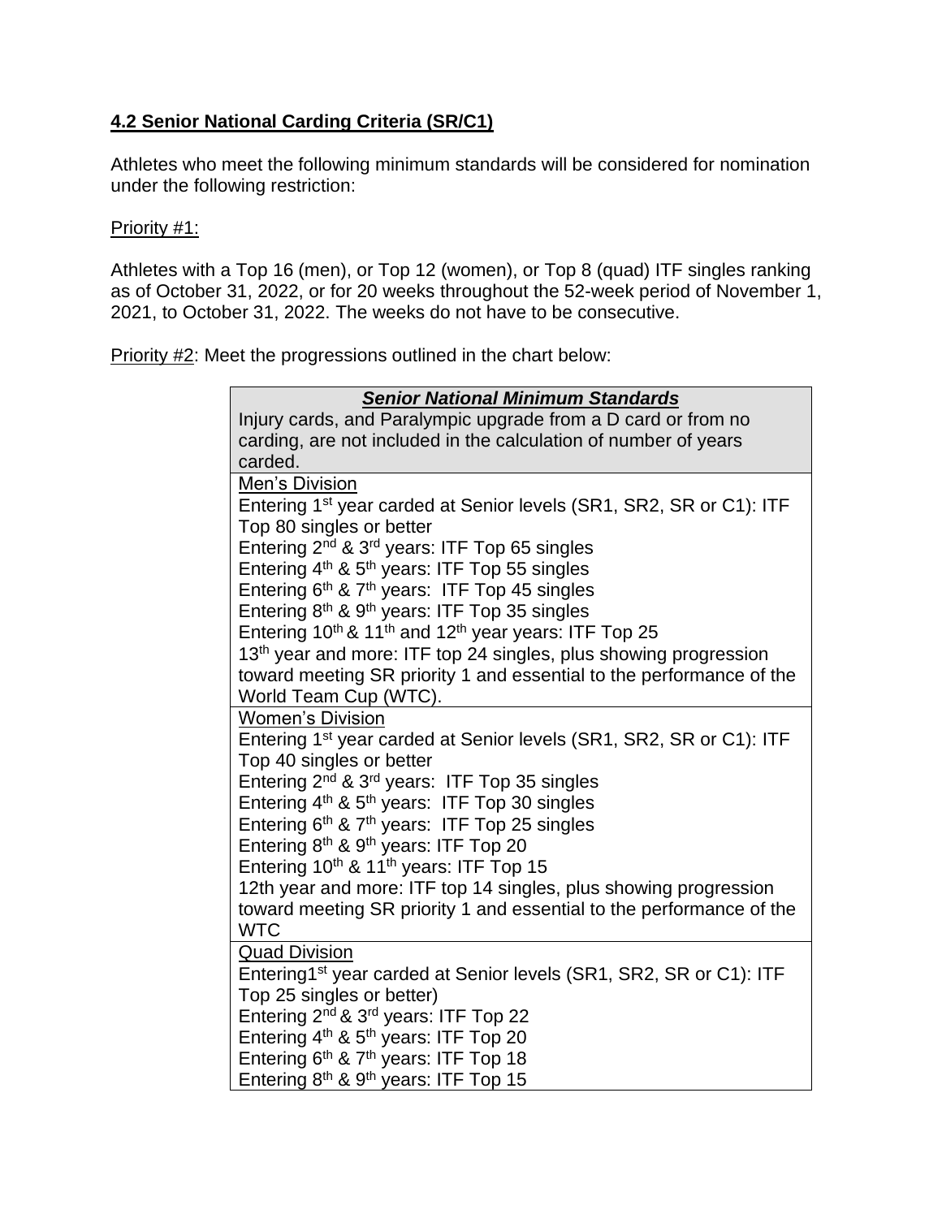### 4.2 Senior National Carding Criteria (SR/C1)

Athletes who meet the following minimum standards will be considered for nomination under the following restriction:

Priority #1:

Athletes with a Top 16 (men), or Top 12 (women), or Top 8 (quad) ITF singles ranking as of October 31, 2022, or for 20 weeks throughout the 52-week period of November 1, 2021, to October 31, 2022. The weeks do not have to be consecutive.

Priority #2: Meet the progressions outlined in the chart below:

| ***Senior National Minimum Standards*** |
|---|
| Injury cards, and Paralympic upgrade from a D card or from no carding, are not included in the calculation of number of years carded. |
| Men's Division<br>Entering 1st year carded at Senior levels (SR1, SR2, SR or C1): ITF Top 80 singles or better<br>Entering 2nd & 3rd years: ITF Top 65 singles<br>Entering 4th & 5th years: ITF Top 55 singles<br>Entering 6th & 7th years: ITF Top 45 singles<br>Entering 8th & 9th years: ITF Top 35 singles<br>Entering 10th & 11th and 12th year years: ITF Top 25<br>13th year and more: ITF top 24 singles, plus showing progression toward meeting SR priority 1 and essential to the performance of the World Team Cup (WTC). |
| Women's Division<br>Entering 1st year carded at Senior levels (SR1, SR2, SR or C1): ITF Top 40 singles or better<br>Entering 2nd & 3rd years: ITF Top 35 singles<br>Entering 4th & 5th years: ITF Top 30 singles<br>Entering 6th & 7th years: ITF Top 25 singles<br>Entering 8th & 9th years: ITF Top 20<br>Entering 10th & 11th years: ITF Top 15<br>12th year and more: ITF top 14 singles, plus showing progression toward meeting SR priority 1 and essential to the performance of the WTC |
| Quad Division<br>Entering1st year carded at Senior levels (SR1, SR2, SR or C1): ITF Top 25 singles or better)<br>Entering 2nd & 3rd years: ITF Top 22<br>Entering 4th & 5th years: ITF Top 20<br>Entering 6th & 7th years: ITF Top 18<br>Entering 8th & 9th years: ITF Top 15 |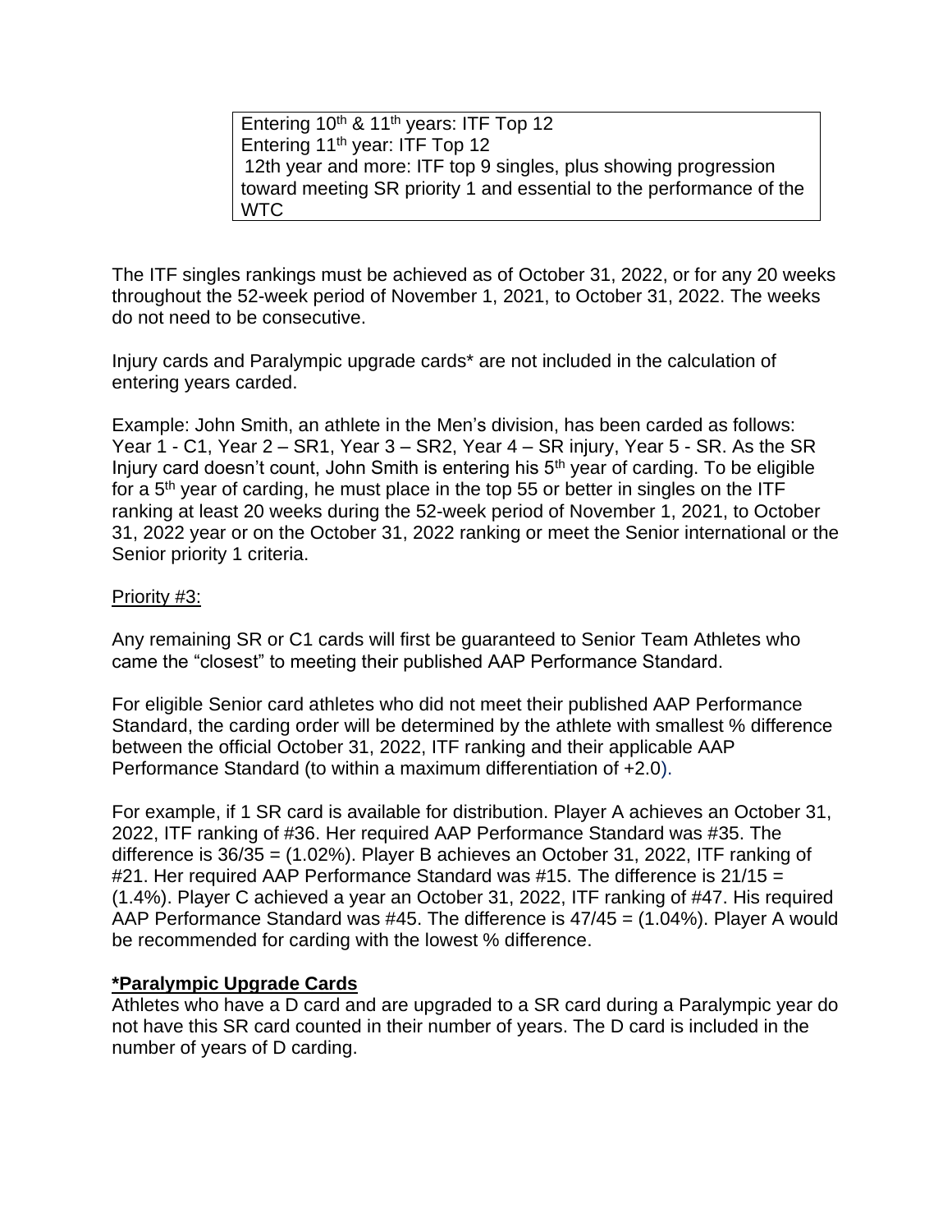| Entering 10th & 11th years: ITF Top 12<br>Entering 11th year: ITF Top 12<br>12th year and more: ITF top 9 singles, plus showing progression toward meeting SR priority 1 and essential to the performance of the WTC |
|---|

The ITF singles rankings must be achieved as of October 31, 2022, or for any 20 weeks throughout the 52-week period of November 1, 2021, to October 31, 2022. The weeks do not need to be consecutive.

Injury cards and Paralympic upgrade cards* are not included in the calculation of entering years carded.

Example: John Smith, an athlete in the Men's division, has been carded as follows: Year 1 - C1, Year 2 – SR1, Year 3 – SR2, Year 4 – SR injury, Year 5 - SR. As the SR Injury card doesn't count, John Smith is entering his 5th year of carding. To be eligible for a 5th year of carding, he must place in the top 55 or better in singles on the ITF ranking at least 20 weeks during the 52-week period of November 1, 2021, to October 31, 2022 year or on the October 31, 2022 ranking or meet the Senior international or the Senior priority 1 criteria.

Priority #3:

Any remaining SR or C1 cards will first be guaranteed to Senior Team Athletes who came the "closest" to meeting their published AAP Performance Standard.

For eligible Senior card athletes who did not meet their published AAP Performance Standard, the carding order will be determined by the athlete with smallest % difference between the official October 31, 2022, ITF ranking and their applicable AAP Performance Standard (to within a maximum differentiation of +2.0).

For example, if 1 SR card is available for distribution. Player A achieves an October 31, 2022, ITF ranking of #36. Her required AAP Performance Standard was #35. The difference is 36/35 = (1.02%). Player B achieves an October 31, 2022, ITF ranking of #21. Her required AAP Performance Standard was #15. The difference is 21/15 = (1.4%). Player C achieved a year an October 31, 2022, ITF ranking of #47. His required AAP Performance Standard was #45. The difference is 47/45 = (1.04%). Player A would be recommended for carding with the lowest % difference.

**\*Paralympic Upgrade Cards**

Athletes who have a D card and are upgraded to a SR card during a Paralympic year do not have this SR card counted in their number of years. The D card is included in the number of years of D carding.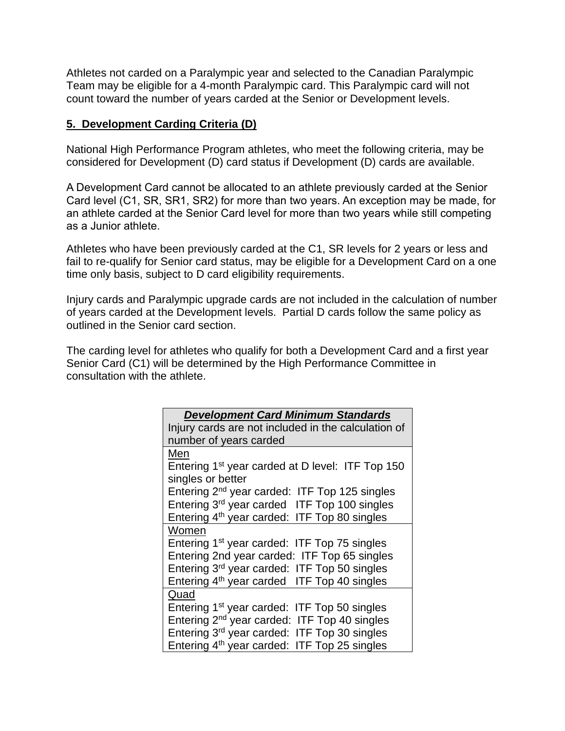Athletes not carded on a Paralympic year and selected to the Canadian Paralympic Team may be eligible for a 4-month Paralympic card. This Paralympic card will not count toward the number of years carded at the Senior or Development levels.

## 5. Development Carding Criteria (D)

National High Performance Program athletes, who meet the following criteria, may be considered for Development (D) card status if Development (D) cards are available.

A Development Card cannot be allocated to an athlete previously carded at the Senior Card level (C1, SR, SR1, SR2) for more than two years. An exception may be made, for an athlete carded at the Senior Card level for more than two years while still competing as a Junior athlete.

Athletes who have been previously carded at the C1, SR levels for 2 years or less and fail to re-qualify for Senior card status, may be eligible for a Development Card on a one time only basis, subject to D card eligibility requirements.

Injury cards and Paralympic upgrade cards are not included in the calculation of number of years carded at the Development levels. Partial D cards follow the same policy as outlined in the Senior card section.

The carding level for athletes who qualify for both a Development Card and a first year Senior Card (C1) will be determined by the High Performance Committee in consultation with the athlete.

| ***Development Card Minimum Standards*** Injury cards are not included in the calculation of number of years carded |
| --- |
| Men<br>Entering 1st year carded at D level: ITF Top 150 singles or better<br>Entering 2nd year carded: ITF Top 125 singles<br>Entering 3rd year carded ITF Top 100 singles<br>Entering 4th year carded: ITF Top 80 singles |
| Women<br>Entering 1st year carded: ITF Top 75 singles<br>Entering 2nd year carded: ITF Top 65 singles<br>Entering 3rd year carded: ITF Top 50 singles<br>Entering 4th year carded ITF Top 40 singles |
| Quad<br>Entering 1st year carded: ITF Top 50 singles<br>Entering 2nd year carded: ITF Top 40 singles<br>Entering 3rd year carded: ITF Top 30 singles<br>Entering 4th year carded: ITF Top 25 singles |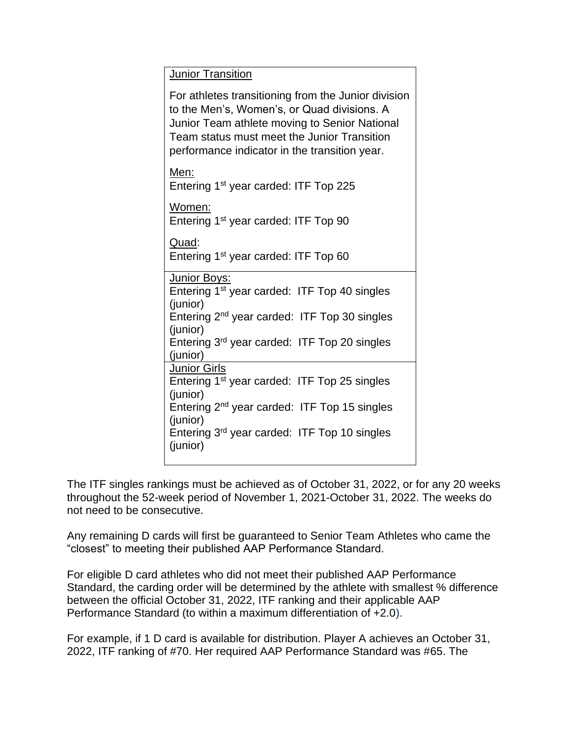| Junior Transition |
| --- |
| For athletes transitioning from the Junior division to the Men's, Women's, or Quad divisions. A Junior Team athlete moving to Senior National Team status must meet the Junior Transition performance indicator in the transition year.<br><br>Men:<br>Entering 1st year carded: ITF Top 225<br><br>Women:<br>Entering 1st year carded: ITF Top 90<br><br>Quad:<br>Entering 1st year carded: ITF Top 60 |
| Junior Boys:<br>Entering 1st year carded: ITF Top 40 singles (junior)<br>Entering 2nd year carded: ITF Top 30 singles (junior)<br>Entering 3rd year carded: ITF Top 20 singles (junior) |
| Junior Girls<br>Entering 1st year carded: ITF Top 25 singles (junior)<br>Entering 2nd year carded: ITF Top 15 singles (junior)<br>Entering 3rd year carded: ITF Top 10 singles (junior) |

The ITF singles rankings must be achieved as of October 31, 2022, or for any 20 weeks throughout the 52-week period of November 1, 2021-October 31, 2022. The weeks do not need to be consecutive.

Any remaining D cards will first be guaranteed to Senior Team Athletes who came the "closest" to meeting their published AAP Performance Standard.

For eligible D card athletes who did not meet their published AAP Performance Standard, the carding order will be determined by the athlete with smallest % difference between the official October 31, 2022, ITF ranking and their applicable AAP Performance Standard (to within a maximum differentiation of +2.0).

For example, if 1 D card is available for distribution. Player A achieves an October 31, 2022, ITF ranking of #70. Her required AAP Performance Standard was #65. The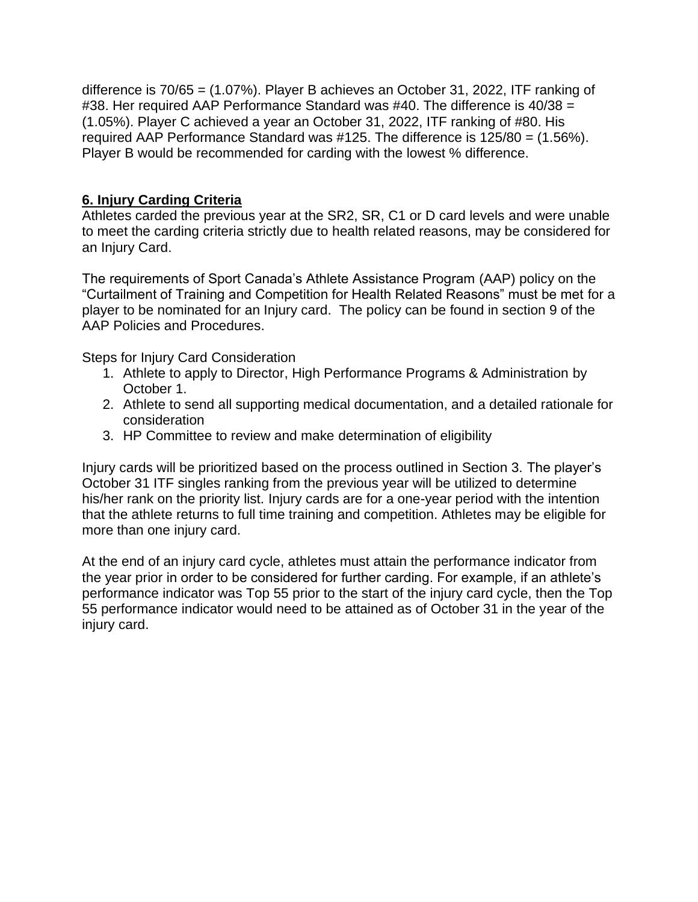difference is 70/65 = (1.07%). Player B achieves an October 31, 2022, ITF ranking of #38. Her required AAP Performance Standard was #40. The difference is 40/38 = (1.05%). Player C achieved a year an October 31, 2022, ITF ranking of #80. His required AAP Performance Standard was #125. The difference is 125/80 = (1.56%). Player B would be recommended for carding with the lowest % difference.

## 6. Injury Carding Criteria

Athletes carded the previous year at the SR2, SR, C1 or D card levels and were unable to meet the carding criteria strictly due to health related reasons, may be considered for an Injury Card.

The requirements of Sport Canada's Athlete Assistance Program (AAP) policy on the "Curtailment of Training and Competition for Health Related Reasons" must be met for a player to be nominated for an Injury card. The policy can be found in section 9 of the AAP Policies and Procedures.

Steps for Injury Card Consideration

1. Athlete to apply to Director, High Performance Programs & Administration by October 1.
2. Athlete to send all supporting medical documentation, and a detailed rationale for consideration
3. HP Committee to review and make determination of eligibility

Injury cards will be prioritized based on the process outlined in Section 3. The player's October 31 ITF singles ranking from the previous year will be utilized to determine his/her rank on the priority list. Injury cards are for a one-year period with the intention that the athlete returns to full time training and competition. Athletes may be eligible for more than one injury card.

At the end of an injury card cycle, athletes must attain the performance indicator from the year prior in order to be considered for further carding. For example, if an athlete's performance indicator was Top 55 prior to the start of the injury card cycle, then the Top 55 performance indicator would need to be attained as of October 31 in the year of the injury card.